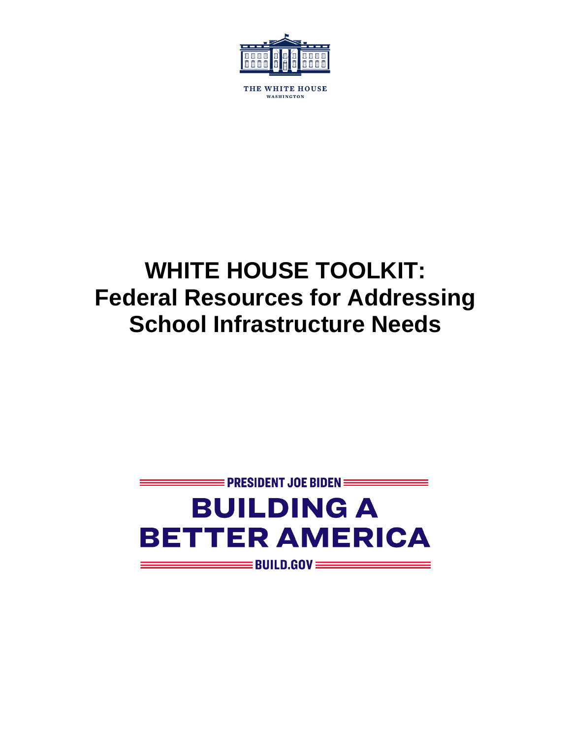THE WHITE HOUSE

WASHINGTON

# WHITE HOUSE TOOLKIT: Federal Resources for Addressing School Infrastructure Needs

PRESIDENT JOE BIDEN

BUILDING A BETTER AMERICA

BUILD.GOV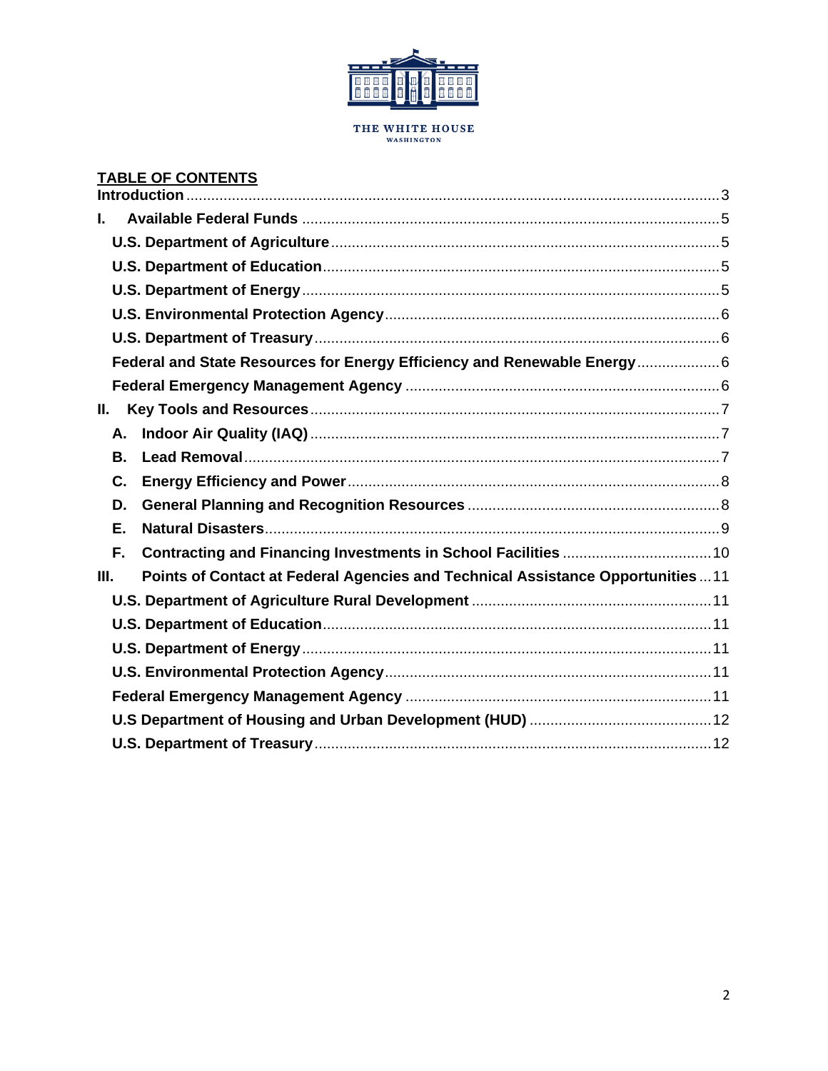THE WHITE HOUSE
WASHINGTON

## TABLE OF CONTENTS

**Introduction** ....... 3

**I. Available Federal Funds** ....... 5

- **U.S. Department of Agriculture** ....... 5
- **U.S. Department of Education** ....... 5
- **U.S. Department of Energy** ....... 5
- **U.S. Environmental Protection Agency** ....... 6
- **U.S. Department of Treasury** ....... 6
- **Federal and State Resources for Energy Efficiency and Renewable Energy** ....... 6
- **Federal Emergency Management Agency** ....... 6

**II. Key Tools and Resources** ....... 7

- **A. Indoor Air Quality (IAQ)** ....... 7
- **B. Lead Removal** ....... 7
- **C. Energy Efficiency and Power** ....... 8
- **D. General Planning and Recognition Resources** ....... 8
- **E. Natural Disasters** ....... 9
- **F. Contracting and Financing Investments in School Facilities** ....... 10

**III. Points of Contact at Federal Agencies and Technical Assistance Opportunities** ....... 11

- **U.S. Department of Agriculture Rural Development** ....... 11
- **U.S. Department of Education** ....... 11
- **U.S. Department of Energy** ....... 11
- **U.S. Environmental Protection Agency** ....... 11
- **Federal Emergency Management Agency** ....... 11
- **U.S Department of Housing and Urban Development (HUD)** ....... 12
- **U.S. Department of Treasury** ....... 12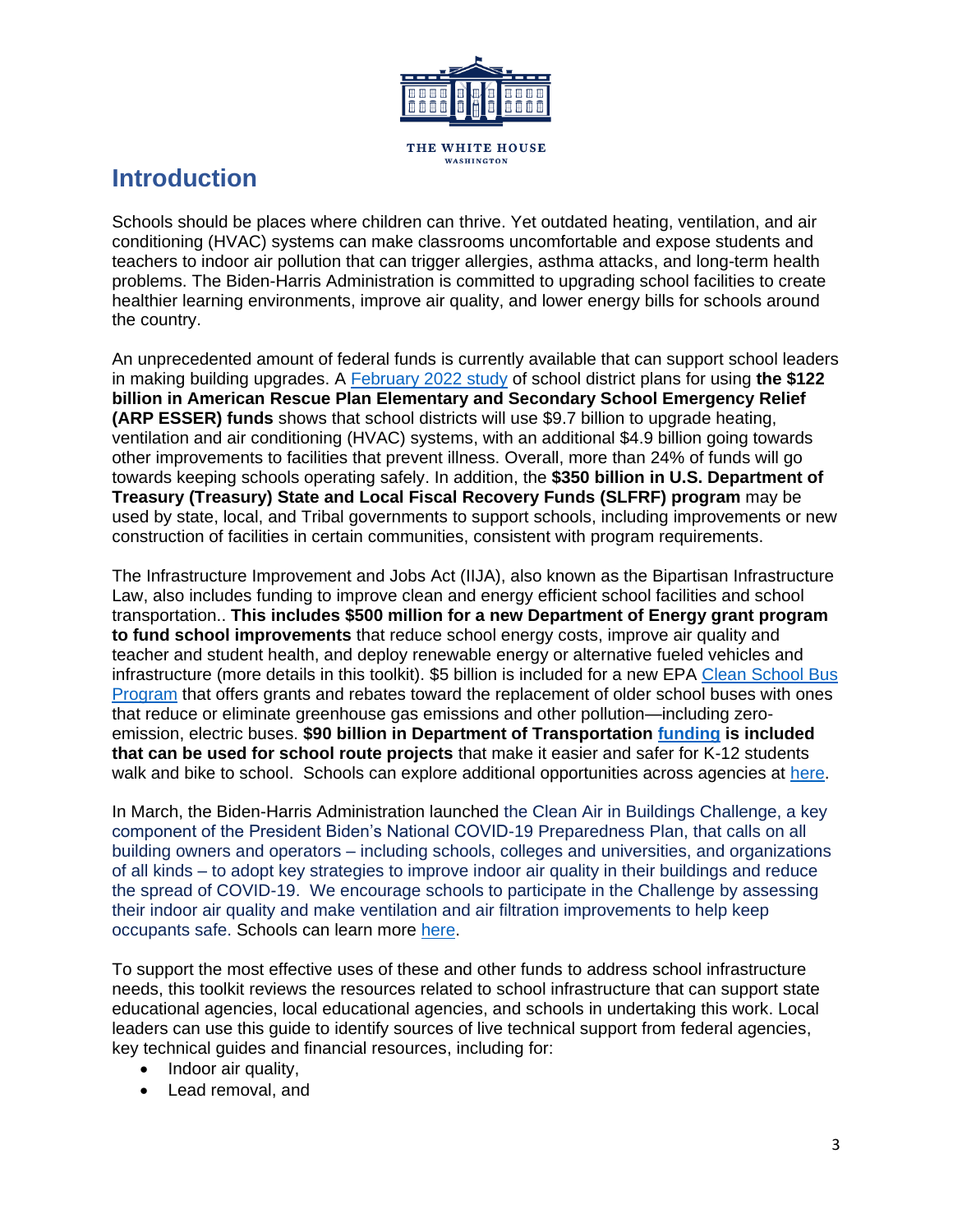THE WHITE HOUSE
WASHINGTON

# Introduction

Schools should be places where children can thrive. Yet outdated heating, ventilation, and air conditioning (HVAC) systems can make classrooms uncomfortable and expose students and teachers to indoor air pollution that can trigger allergies, asthma attacks, and long-term health problems. The Biden-Harris Administration is committed to upgrading school facilities to create healthier learning environments, improve air quality, and lower energy bills for schools around the country.

An unprecedented amount of federal funds is currently available that can support school leaders in making building upgrades. A February 2022 study of school district plans for using **the $122 billion in American Rescue Plan Elementary and Secondary School Emergency Relief (ARP ESSER) funds** shows that school districts will use $9.7 billion to upgrade heating, ventilation and air conditioning (HVAC) systems, with an additional $4.9 billion going towards other improvements to facilities that prevent illness. Overall, more than 24% of funds will go towards keeping schools operating safely. In addition, the **$350 billion in U.S. Department of Treasury (Treasury) State and Local Fiscal Recovery Funds (SLFRF) program** may be used by state, local, and Tribal governments to support schools, including improvements or new construction of facilities in certain communities, consistent with program requirements.

The Infrastructure Improvement and Jobs Act (IIJA), also known as the Bipartisan Infrastructure Law, also includes funding to improve clean and energy efficient school facilities and school transportation.. **This includes $500 million for a new Department of Energy grant program to fund school improvements** that reduce school energy costs, improve air quality and teacher and student health, and deploy renewable energy or alternative fueled vehicles and infrastructure (more details in this toolkit). $5 billion is included for a new EPA Clean School Bus Program that offers grants and rebates toward the replacement of older school buses with ones that reduce or eliminate greenhouse gas emissions and other pollution—including zero-emission, electric buses. **$90 billion in Department of Transportation funding is included that can be used for school route projects** that make it easier and safer for K-12 students walk and bike to school. Schools can explore additional opportunities across agencies at here.

In March, the Biden-Harris Administration launched the Clean Air in Buildings Challenge, a key component of the President Biden's National COVID-19 Preparedness Plan, that calls on all building owners and operators – including schools, colleges and universities, and organizations of all kinds – to adopt key strategies to improve indoor air quality in their buildings and reduce the spread of COVID-19. We encourage schools to participate in the Challenge by assessing their indoor air quality and make ventilation and air filtration improvements to help keep occupants safe. Schools can learn more here.

To support the most effective uses of these and other funds to address school infrastructure needs, this toolkit reviews the resources related to school infrastructure that can support state educational agencies, local educational agencies, and schools in undertaking this work. Local leaders can use this guide to identify sources of live technical support from federal agencies, key technical guides and financial resources, including for:

- Indoor air quality,
- Lead removal, and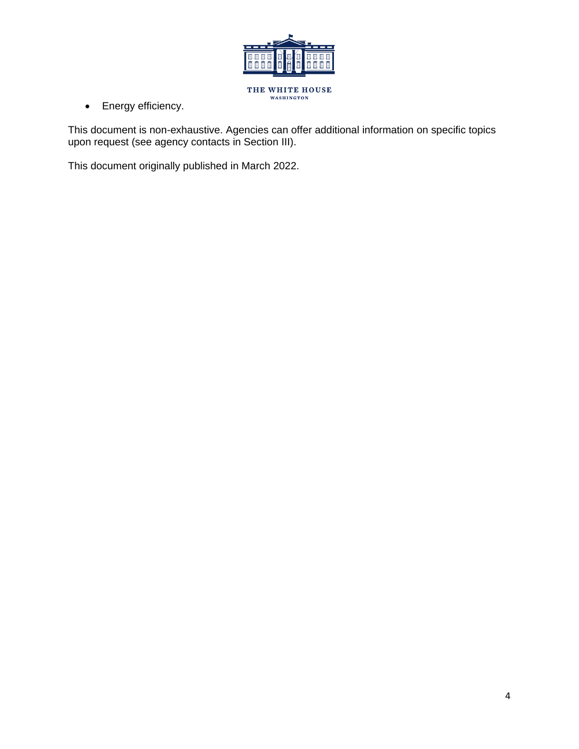- Energy efficiency.

This document is non-exhaustive. Agencies can offer additional information on specific topics upon request (see agency contacts in Section III).

This document originally published in March 2022.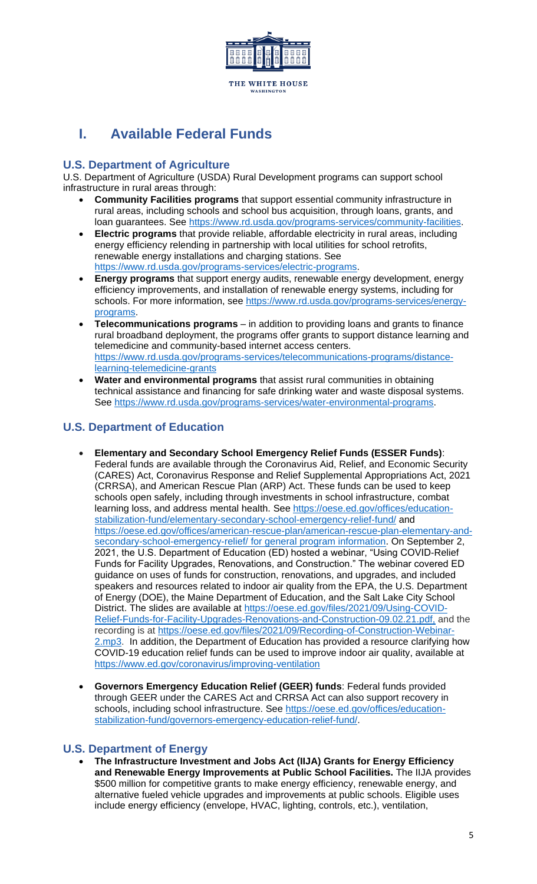# I. Available Federal Funds

## U.S. Department of Agriculture

U.S. Department of Agriculture (USDA) Rural Development programs can support school infrastructure in rural areas through:

- **Community Facilities programs** that support essential community infrastructure in rural areas, including schools and school bus acquisition, through loans, grants, and loan guarantees. See https://www.rd.usda.gov/programs-services/community-facilities.
- **Electric programs** that provide reliable, affordable electricity in rural areas, including energy efficiency relending in partnership with local utilities for school retrofits, renewable energy installations and charging stations. See https://www.rd.usda.gov/programs-services/electric-programs.
- **Energy programs** that support energy audits, renewable energy development, energy efficiency improvements, and installation of renewable energy systems, including for schools. For more information, see https://www.rd.usda.gov/programs-services/energy-programs.
- **Telecommunications programs** – in addition to providing loans and grants to finance rural broadband deployment, the programs offer grants to support distance learning and telemedicine and community-based internet access centers. https://www.rd.usda.gov/programs-services/telecommunications-programs/distance-learning-telemedicine-grants
- **Water and environmental programs** that assist rural communities in obtaining technical assistance and financing for safe drinking water and waste disposal systems. See https://www.rd.usda.gov/programs-services/water-environmental-programs.

## U.S. Department of Education

- **Elementary and Secondary School Emergency Relief Funds (ESSER Funds)**: Federal funds are available through the Coronavirus Aid, Relief, and Economic Security (CARES) Act, Coronavirus Response and Relief Supplemental Appropriations Act, 2021 (CRRSA), and American Rescue Plan (ARP) Act. These funds can be used to keep schools open safely, including through investments in school infrastructure, combat learning loss, and address mental health. See https://oese.ed.gov/offices/education-stabilization-fund/elementary-secondary-school-emergency-relief-fund/ and https://oese.ed.gov/offices/american-rescue-plan/american-rescue-plan-elementary-and-secondary-school-emergency-relief/ for general program information. On September 2, 2021, the U.S. Department of Education (ED) hosted a webinar, "Using COVID-Relief Funds for Facility Upgrades, Renovations, and Construction." The webinar covered ED guidance on uses of funds for construction, renovations, and upgrades, and included speakers and resources related to indoor air quality from the EPA, the U.S. Department of Energy (DOE), the Maine Department of Education, and the Salt Lake City School District. The slides are available at https://oese.ed.gov/files/2021/09/Using-COVID-Relief-Funds-for-Facility-Upgrades-Renovations-and-Construction-09.02.21.pdf, and the recording is at https://oese.ed.gov/files/2021/09/Recording-of-Construction-Webinar-2.mp3. In addition, the Department of Education has provided a resource clarifying how COVID-19 education relief funds can be used to improve indoor air quality, available at https://www.ed.gov/coronavirus/improving-ventilation

- **Governors Emergency Education Relief (GEER) funds**: Federal funds provided through GEER under the CARES Act and CRRSA Act can also support recovery in schools, including school infrastructure. See https://oese.ed.gov/offices/education-stabilization-fund/governors-emergency-education-relief-fund/.

## U.S. Department of Energy

- **The Infrastructure Investment and Jobs Act (IIJA) Grants for Energy Efficiency and Renewable Energy Improvements at Public School Facilities.** The IIJA provides \$500 million for competitive grants to make energy efficiency, renewable energy, and alternative fueled vehicle upgrades and improvements at public schools. Eligible uses include energy efficiency (envelope, HVAC, lighting, controls, etc.), ventilation,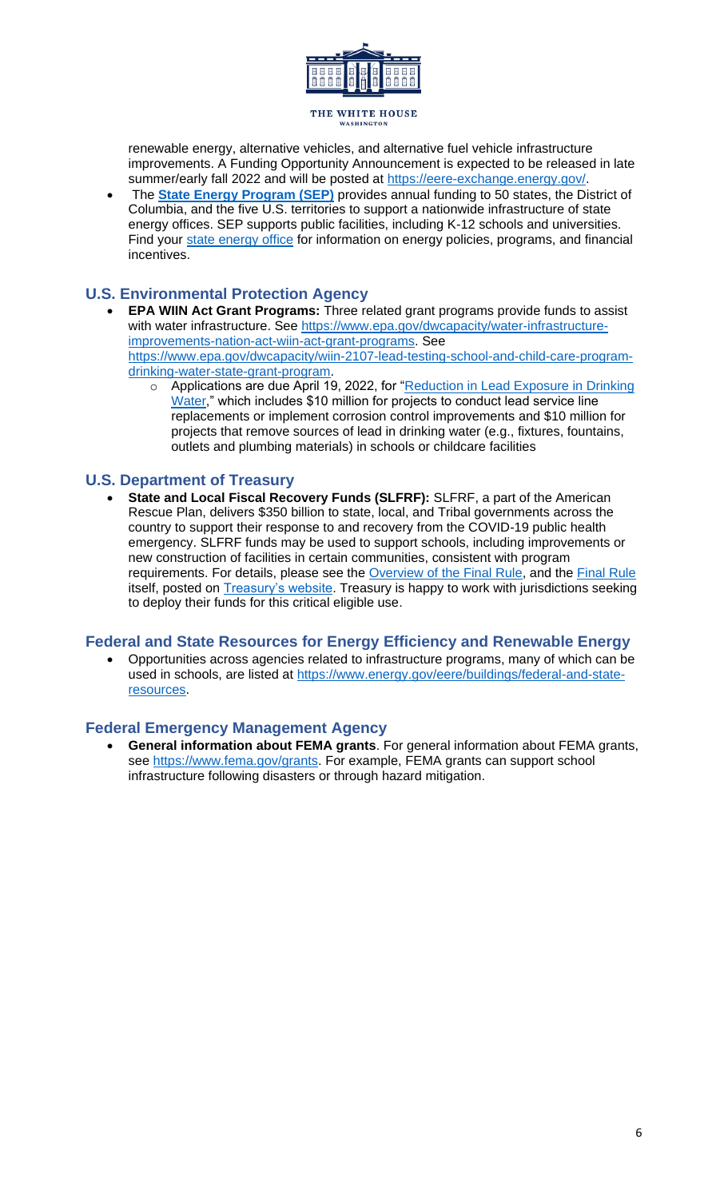renewable energy, alternative vehicles, and alternative fuel vehicle infrastructure improvements. A Funding Opportunity Announcement is expected to be released in late summer/early fall 2022 and will be posted at https://eere-exchange.energy.gov/.

- The **State Energy Program (SEP)** provides annual funding to 50 states, the District of Columbia, and the five U.S. territories to support a nationwide infrastructure of state energy offices. SEP supports public facilities, including K-12 schools and universities. Find your state energy office for information on energy policies, programs, and financial incentives.

## U.S. Environmental Protection Agency

- **EPA WIIN Act Grant Programs:** Three related grant programs provide funds to assist with water infrastructure. See https://www.epa.gov/dwcapacity/water-infrastructure-improvements-nation-act-wiin-act-grant-programs. See https://www.epa.gov/dwcapacity/wiin-2107-lead-testing-school-and-child-care-program-drinking-water-state-grant-program.
  - Applications are due April 19, 2022, for "Reduction in Lead Exposure in Drinking Water," which includes $10 million for projects to conduct lead service line replacements or implement corrosion control improvements and $10 million for projects that remove sources of lead in drinking water (e.g., fixtures, fountains, outlets and plumbing materials) in schools or childcare facilities

## U.S. Department of Treasury

- **State and Local Fiscal Recovery Funds (SLFRF):** SLFRF, a part of the American Rescue Plan, delivers $350 billion to state, local, and Tribal governments across the country to support their response to and recovery from the COVID-19 public health emergency. SLFRF funds may be used to support schools, including improvements or new construction of facilities in certain communities, consistent with program requirements. For details, please see the Overview of the Final Rule, and the Final Rule itself, posted on Treasury's website. Treasury is happy to work with jurisdictions seeking to deploy their funds for this critical eligible use.

## Federal and State Resources for Energy Efficiency and Renewable Energy

- Opportunities across agencies related to infrastructure programs, many of which can be used in schools, are listed at https://www.energy.gov/eere/buildings/federal-and-state-resources.

## Federal Emergency Management Agency

- **General information about FEMA grants**. For general information about FEMA grants, see https://www.fema.gov/grants. For example, FEMA grants can support school infrastructure following disasters or through hazard mitigation.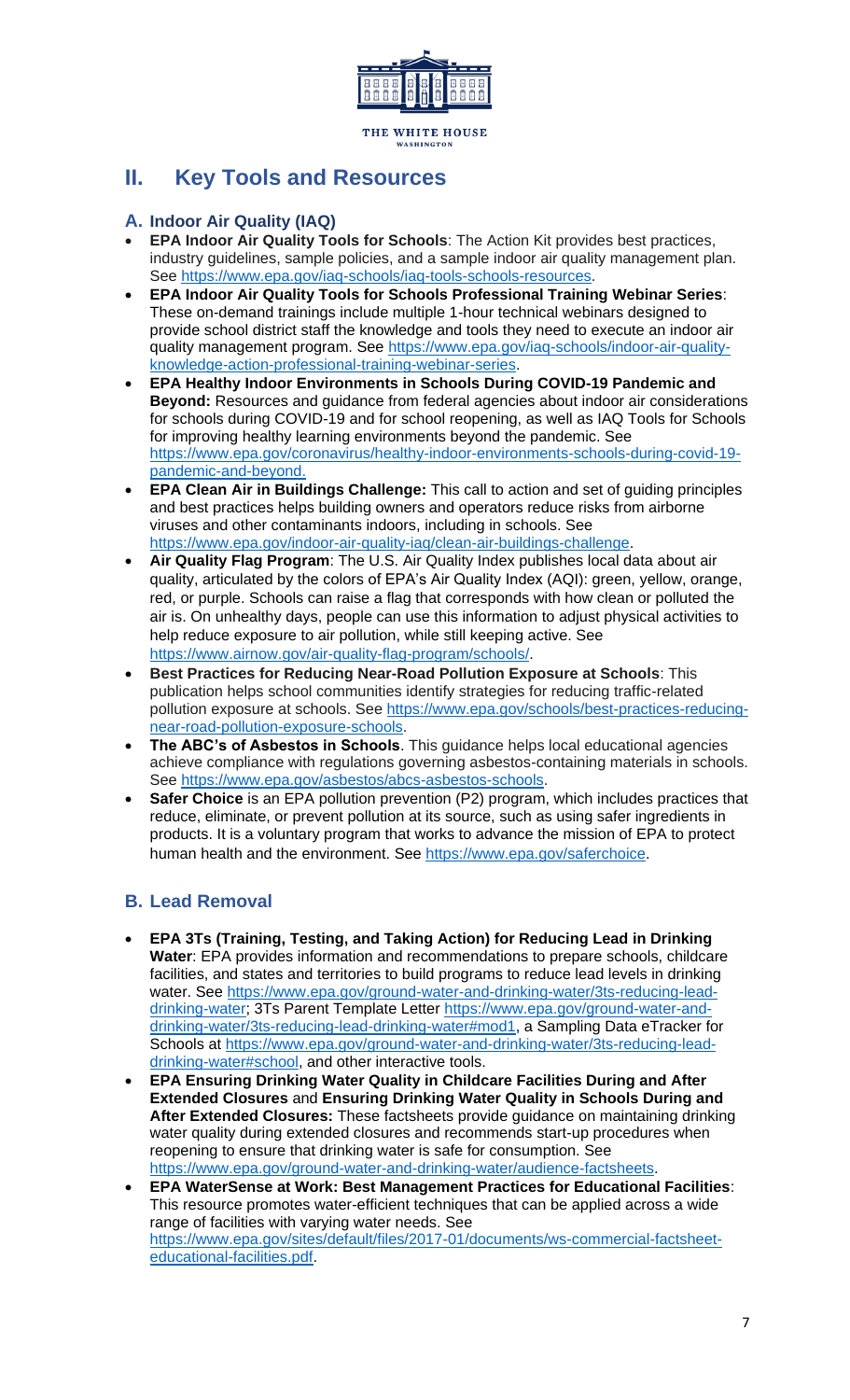## II. Key Tools and Resources

### A. Indoor Air Quality (IAQ)

- **EPA Indoor Air Quality Tools for Schools**: The Action Kit provides best practices, industry guidelines, sample policies, and a sample indoor air quality management plan. See https://www.epa.gov/iaq-schools/iaq-tools-schools-resources.
- **EPA Indoor Air Quality Tools for Schools Professional Training Webinar Series**: These on-demand trainings include multiple 1-hour technical webinars designed to provide school district staff the knowledge and tools they need to execute an indoor air quality management program. See https://www.epa.gov/iaq-schools/indoor-air-quality-knowledge-action-professional-training-webinar-series.
- **EPA Healthy Indoor Environments in Schools During COVID-19 Pandemic and Beyond:** Resources and guidance from federal agencies about indoor air considerations for schools during COVID-19 and for school reopening, as well as IAQ Tools for Schools for improving healthy learning environments beyond the pandemic. See https://www.epa.gov/coronavirus/healthy-indoor-environments-schools-during-covid-19-pandemic-and-beyond.
- **EPA Clean Air in Buildings Challenge:** This call to action and set of guiding principles and best practices helps building owners and operators reduce risks from airborne viruses and other contaminants indoors, including in schools. See https://www.epa.gov/indoor-air-quality-iaq/clean-air-buildings-challenge.
- **Air Quality Flag Program**: The U.S. Air Quality Index publishes local data about air quality, articulated by the colors of EPA's Air Quality Index (AQI): green, yellow, orange, red, or purple. Schools can raise a flag that corresponds with how clean or polluted the air is. On unhealthy days, people can use this information to adjust physical activities to help reduce exposure to air pollution, while still keeping active. See https://www.airnow.gov/air-quality-flag-program/schools/.
- **Best Practices for Reducing Near-Road Pollution Exposure at Schools**: This publication helps school communities identify strategies for reducing traffic-related pollution exposure at schools. See https://www.epa.gov/schools/best-practices-reducing-near-road-pollution-exposure-schools.
- **The ABC's of Asbestos in Schools**. This guidance helps local educational agencies achieve compliance with regulations governing asbestos-containing materials in schools. See https://www.epa.gov/asbestos/abcs-asbestos-schools.
- **Safer Choice** is an EPA pollution prevention (P2) program, which includes practices that reduce, eliminate, or prevent pollution at its source, such as using safer ingredients in products. It is a voluntary program that works to advance the mission of EPA to protect human health and the environment. See https://www.epa.gov/saferchoice.

### B. Lead Removal

- **EPA 3Ts (Training, Testing, and Taking Action) for Reducing Lead in Drinking Water**: EPA provides information and recommendations to prepare schools, childcare facilities, and states and territories to build programs to reduce lead levels in drinking water. See https://www.epa.gov/ground-water-and-drinking-water/3ts-reducing-lead-drinking-water; 3Ts Parent Template Letter https://www.epa.gov/ground-water-and-drinking-water/3ts-reducing-lead-drinking-water#mod1, a Sampling Data eTracker for Schools at https://www.epa.gov/ground-water-and-drinking-water/3ts-reducing-lead-drinking-water#school, and other interactive tools.
- **EPA Ensuring Drinking Water Quality in Childcare Facilities During and After Extended Closures** and **Ensuring Drinking Water Quality in Schools During and After Extended Closures:** These factsheets provide guidance on maintaining drinking water quality during extended closures and recommends start-up procedures when reopening to ensure that drinking water is safe for consumption. See https://www.epa.gov/ground-water-and-drinking-water/audience-factsheets.
- **EPA WaterSense at Work: Best Management Practices for Educational Facilities**: This resource promotes water-efficient techniques that can be applied across a wide range of facilities with varying water needs. See https://www.epa.gov/sites/default/files/2017-01/documents/ws-commercial-factsheet-educational-facilities.pdf.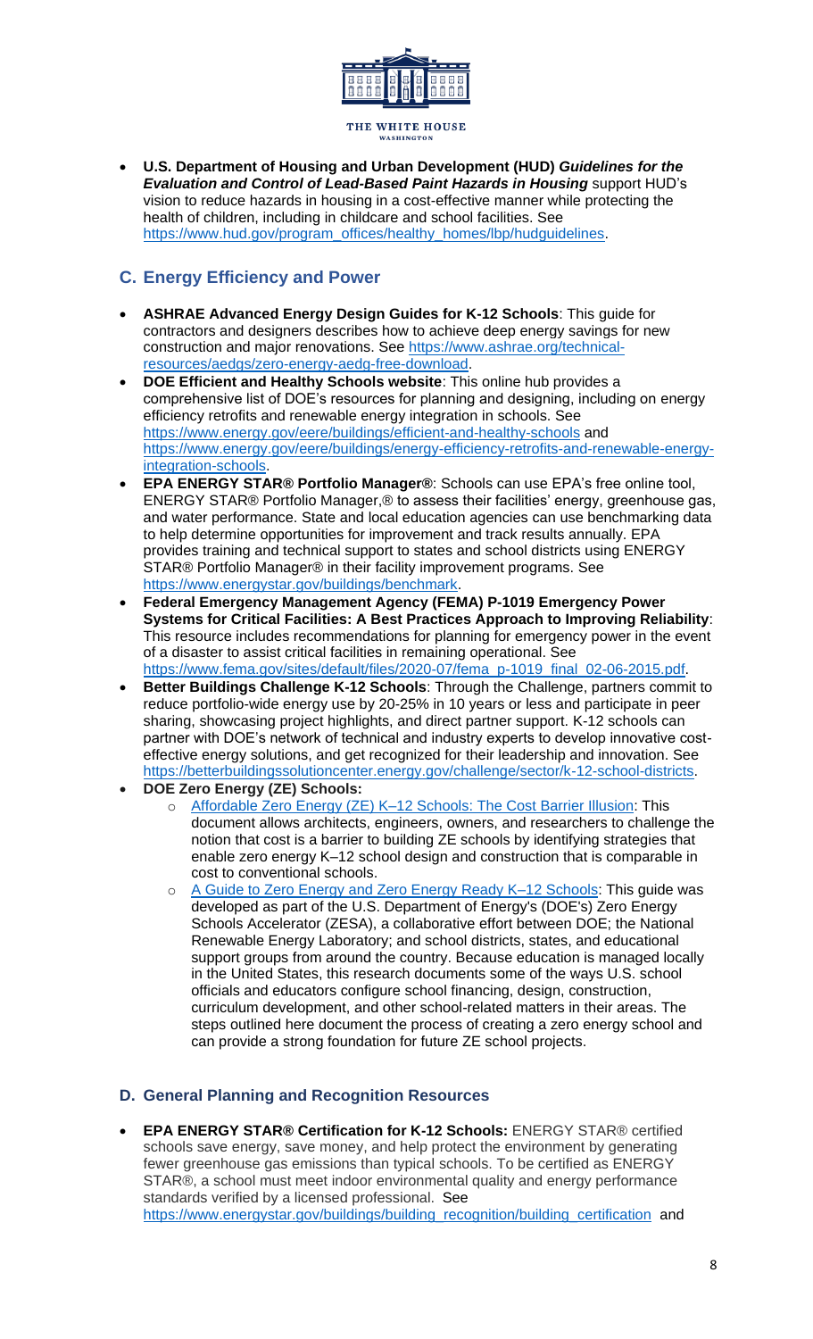- **U.S. Department of Housing and Urban Development (HUD)** ***Guidelines for the Evaluation and Control of Lead-Based Paint Hazards in Housing*** support HUD's vision to reduce hazards in housing in a cost-effective manner while protecting the health of children, including in childcare and school facilities. See https://www.hud.gov/program_offices/healthy_homes/lbp/hudguidelines.

## C. Energy Efficiency and Power

- **ASHRAE Advanced Energy Design Guides for K-12 Schools**: This guide for contractors and designers describes how to achieve deep energy savings for new construction and major renovations. See https://www.ashrae.org/technical-resources/aedgs/zero-energy-aedg-free-download.
- **DOE Efficient and Healthy Schools website**: This online hub provides a comprehensive list of DOE's resources for planning and designing, including on energy efficiency retrofits and renewable energy integration in schools. See https://www.energy.gov/eere/buildings/efficient-and-healthy-schools and https://www.energy.gov/eere/buildings/energy-efficiency-retrofits-and-renewable-energy-integration-schools.
- **EPA ENERGY STAR® Portfolio Manager®**: Schools can use EPA's free online tool, ENERGY STAR® Portfolio Manager,® to assess their facilities' energy, greenhouse gas, and water performance. State and local education agencies can use benchmarking data to help determine opportunities for improvement and track results annually. EPA provides training and technical support to states and school districts using ENERGY STAR® Portfolio Manager® in their facility improvement programs. See https://www.energystar.gov/buildings/benchmark.
- **Federal Emergency Management Agency (FEMA) P-1019 Emergency Power Systems for Critical Facilities: A Best Practices Approach to Improving Reliability**: This resource includes recommendations for planning for emergency power in the event of a disaster to assist critical facilities in remaining operational. See https://www.fema.gov/sites/default/files/2020-07/fema_p-1019_final_02-06-2015.pdf.
- **Better Buildings Challenge K-12 Schools**: Through the Challenge, partners commit to reduce portfolio-wide energy use by 20-25% in 10 years or less and participate in peer sharing, showcasing project highlights, and direct partner support. K-12 schools can partner with DOE's network of technical and industry experts to develop innovative cost-effective energy solutions, and get recognized for their leadership and innovation. See https://betterbuildingssolutioncenter.energy.gov/challenge/sector/k-12-school-districts.
- **DOE Zero Energy (ZE) Schools:**
  - Affordable Zero Energy (ZE) K–12 Schools: The Cost Barrier Illusion: This document allows architects, engineers, owners, and researchers to challenge the notion that cost is a barrier to building ZE schools by identifying strategies that enable zero energy K–12 school design and construction that is comparable in cost to conventional schools.
  - A Guide to Zero Energy and Zero Energy Ready K–12 Schools: This guide was developed as part of the U.S. Department of Energy's (DOE's) Zero Energy Schools Accelerator (ZESA), a collaborative effort between DOE; the National Renewable Energy Laboratory; and school districts, states, and educational support groups from around the country. Because education is managed locally in the United States, this research documents some of the ways U.S. school officials and educators configure school financing, design, construction, curriculum development, and other school-related matters in their areas. The steps outlined here document the process of creating a zero energy school and can provide a strong foundation for future ZE school projects.

## D. General Planning and Recognition Resources

- **EPA ENERGY STAR® Certification for K-12 Schools:** ENERGY STAR® certified schools save energy, save money, and help protect the environment by generating fewer greenhouse gas emissions than typical schools. To be certified as ENERGY STAR®, a school must meet indoor environmental quality and energy performance standards verified by a licensed professional. See https://www.energystar.gov/buildings/building_recognition/building_certification and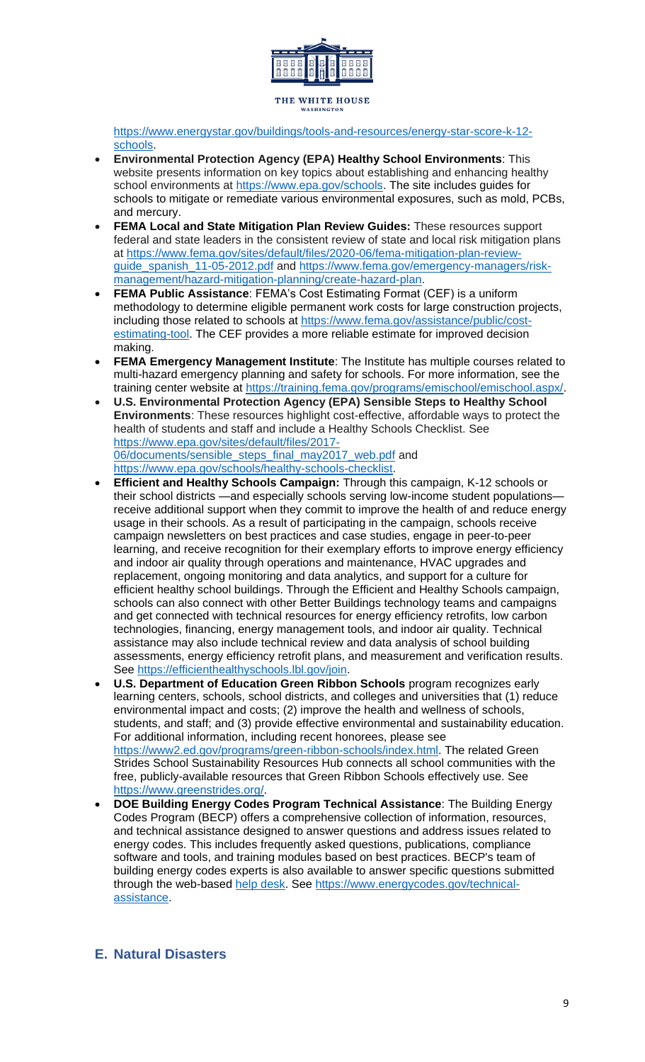https://www.energystar.gov/buildings/tools-and-resources/energy-star-score-k-12-schools.

- **Environmental Protection Agency (EPA) Healthy School Environments**: This website presents information on key topics about establishing and enhancing healthy school environments at https://www.epa.gov/schools. The site includes guides for schools to mitigate or remediate various environmental exposures, such as mold, PCBs, and mercury.
- **FEMA Local and State Mitigation Plan Review Guides:** These resources support federal and state leaders in the consistent review of state and local risk mitigation plans at https://www.fema.gov/sites/default/files/2020-06/fema-mitigation-plan-review-guide_spanish_11-05-2012.pdf and https://www.fema.gov/emergency-managers/risk-management/hazard-mitigation-planning/create-hazard-plan.
- **FEMA Public Assistance**: FEMA's Cost Estimating Format (CEF) is a uniform methodology to determine eligible permanent work costs for large construction projects, including those related to schools at https://www.fema.gov/assistance/public/cost-estimating-tool. The CEF provides a more reliable estimate for improved decision making.
- **FEMA Emergency Management Institute**: The Institute has multiple courses related to multi-hazard emergency planning and safety for schools. For more information, see the training center website at https://training.fema.gov/programs/emischool/emischool.aspx/.
- **U.S. Environmental Protection Agency (EPA) Sensible Steps to Healthy School Environments**: These resources highlight cost-effective, affordable ways to protect the health of students and staff and include a Healthy Schools Checklist. See https://www.epa.gov/sites/default/files/2017-06/documents/sensible_steps_final_may2017_web.pdf and https://www.epa.gov/schools/healthy-schools-checklist.
- **Efficient and Healthy Schools Campaign:** Through this campaign, K-12 schools or their school districts —and especially schools serving low-income student populations—receive additional support when they commit to improve the health of and reduce energy usage in their schools. As a result of participating in the campaign, schools receive campaign newsletters on best practices and case studies, engage in peer-to-peer learning, and receive recognition for their exemplary efforts to improve energy efficiency and indoor air quality through operations and maintenance, HVAC upgrades and replacement, ongoing monitoring and data analytics, and support for a culture for efficient healthy school buildings. Through the Efficient and Healthy Schools campaign, schools can also connect with other Better Buildings technology teams and campaigns and get connected with technical resources for energy efficiency retrofits, low carbon technologies, financing, energy management tools, and indoor air quality. Technical assistance may also include technical review and data analysis of school building assessments, energy efficiency retrofit plans, and measurement and verification results. See https://efficienthealthyschools.lbl.gov/join.
- **U.S. Department of Education Green Ribbon Schools** program recognizes early learning centers, schools, school districts, and colleges and universities that (1) reduce environmental impact and costs; (2) improve the health and wellness of schools, students, and staff; and (3) provide effective environmental and sustainability education. For additional information, including recent honorees, please see https://www2.ed.gov/programs/green-ribbon-schools/index.html. The related Green Strides School Sustainability Resources Hub connects all school communities with the free, publicly-available resources that Green Ribbon Schools effectively use. See https://www.greenstrides.org/.
- **DOE Building Energy Codes Program Technical Assistance**: The Building Energy Codes Program (BECP) offers a comprehensive collection of information, resources, and technical assistance designed to answer questions and address issues related to energy codes. This includes frequently asked questions, publications, compliance software and tools, and training modules based on best practices. BECP's team of building energy codes experts is also available to answer specific questions submitted through the web-based help desk. See https://www.energycodes.gov/technical-assistance.

## E. Natural Disasters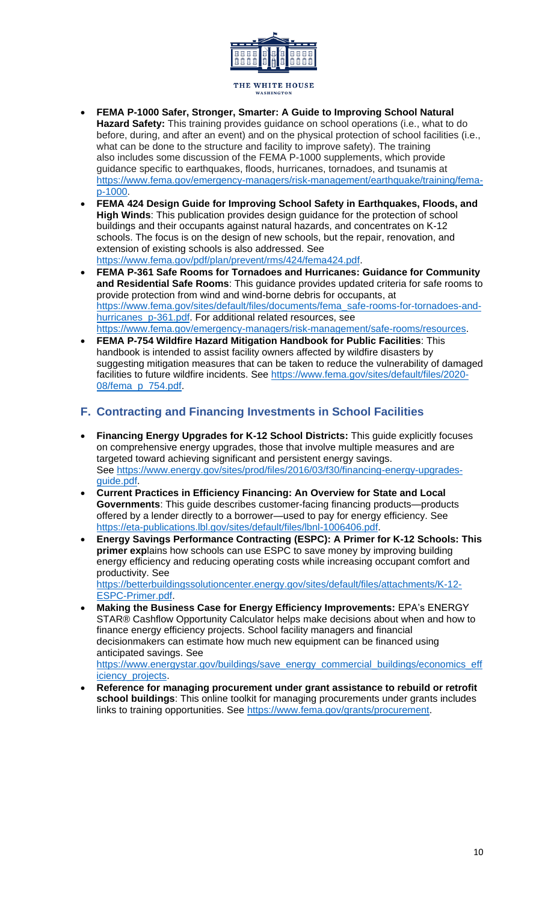- **FEMA P-1000 Safer, Stronger, Smarter: A Guide to Improving School Natural Hazard Safety:** This training provides guidance on school operations (i.e., what to do before, during, and after an event) and on the physical protection of school facilities (i.e., what can be done to the structure and facility to improve safety). The training also includes some discussion of the FEMA P-1000 supplements, which provide guidance specific to earthquakes, floods, hurricanes, tornadoes, and tsunamis at https://www.fema.gov/emergency-managers/risk-management/earthquake/training/fema-p-1000.
- **FEMA 424 Design Guide for Improving School Safety in Earthquakes, Floods, and High Winds**: This publication provides design guidance for the protection of school buildings and their occupants against natural hazards, and concentrates on K-12 schools. The focus is on the design of new schools, but the repair, renovation, and extension of existing schools is also addressed. See https://www.fema.gov/pdf/plan/prevent/rms/424/fema424.pdf.
- **FEMA P-361 Safe Rooms for Tornadoes and Hurricanes: Guidance for Community and Residential Safe Rooms**: This guidance provides updated criteria for safe rooms to provide protection from wind and wind-borne debris for occupants, at https://www.fema.gov/sites/default/files/documents/fema_safe-rooms-for-tornadoes-and-hurricanes_p-361.pdf. For additional related resources, see https://www.fema.gov/emergency-managers/risk-management/safe-rooms/resources.
- **FEMA P-754 Wildfire Hazard Mitigation Handbook for Public Facilities**: This handbook is intended to assist facility owners affected by wildfire disasters by suggesting mitigation measures that can be taken to reduce the vulnerability of damaged facilities to future wildfire incidents. See https://www.fema.gov/sites/default/files/2020-08/fema_p_754.pdf.

## F. Contracting and Financing Investments in School Facilities

- **Financing Energy Upgrades for K-12 School Districts:** This guide explicitly focuses on comprehensive energy upgrades, those that involve multiple measures and are targeted toward achieving significant and persistent energy savings. See https://www.energy.gov/sites/prod/files/2016/03/f30/financing-energy-upgrades-guide.pdf.
- **Current Practices in Efficiency Financing: An Overview for State and Local Governments**: This guide describes customer-facing financing products—products offered by a lender directly to a borrower—used to pay for energy efficiency. See https://eta-publications.lbl.gov/sites/default/files/lbnl-1006406.pdf.
- **Energy Savings Performance Contracting (ESPC): A Primer for K-12 Schools: This primer exp**lains how schools can use ESPC to save money by improving building energy efficiency and reducing operating costs while increasing occupant comfort and productivity. See https://betterbuildingssolutioncenter.energy.gov/sites/default/files/attachments/K-12-ESPC-Primer.pdf.
- **Making the Business Case for Energy Efficiency Improvements:** EPA's ENERGY STAR® Cashflow Opportunity Calculator helps make decisions about when and how to finance energy efficiency projects. School facility managers and financial decisionmakers can estimate how much new equipment can be financed using anticipated savings. See https://www.energystar.gov/buildings/save_energy_commercial_buildings/economics_efficiency_projects.
- **Reference for managing procurement under grant assistance to rebuild or retrofit school buildings**: This online toolkit for managing procurements under grants includes links to training opportunities. See https://www.fema.gov/grants/procurement.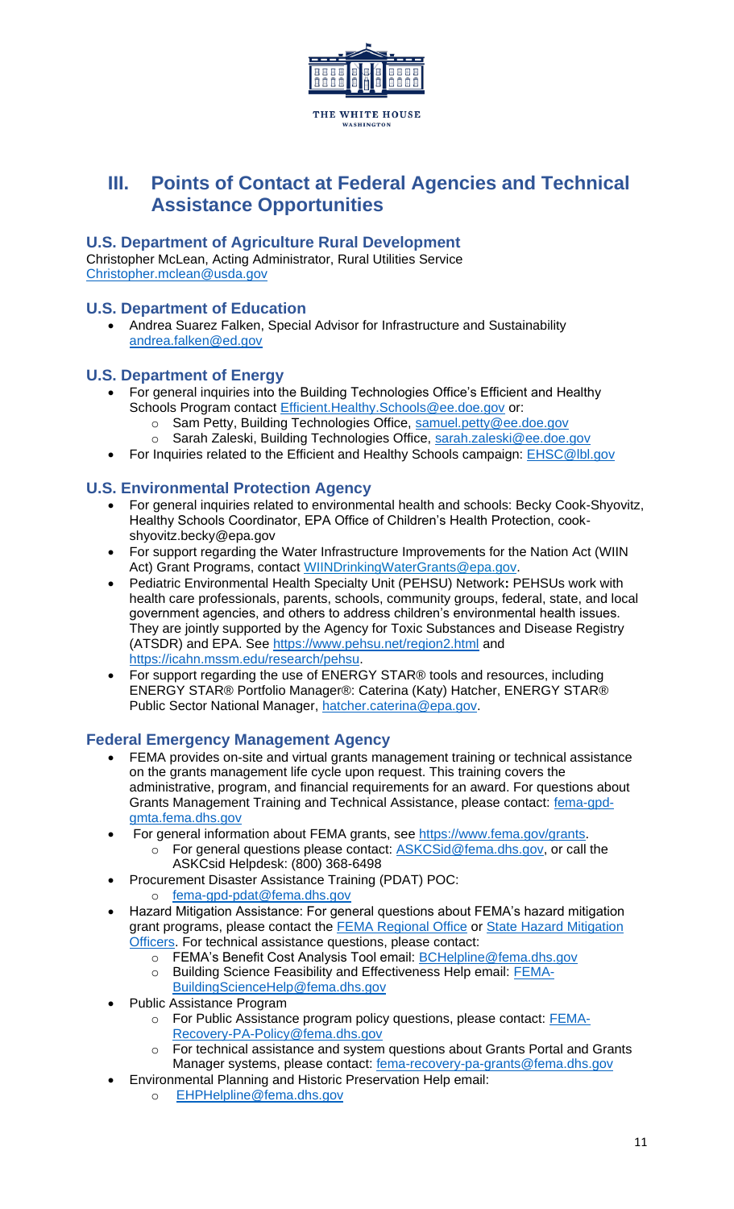## III. Points of Contact at Federal Agencies and Technical Assistance Opportunities

### U.S. Department of Agriculture Rural Development

Christopher McLean, Acting Administrator, Rural Utilities Service
Christopher.mclean@usda.gov

### U.S. Department of Education

- Andrea Suarez Falken, Special Advisor for Infrastructure and Sustainability andrea.falken@ed.gov

### U.S. Department of Energy

- For general inquiries into the Building Technologies Office's Efficient and Healthy Schools Program contact Efficient.Healthy.Schools@ee.doe.gov or:
  - Sam Petty, Building Technologies Office, samuel.petty@ee.doe.gov
  - Sarah Zaleski, Building Technologies Office, sarah.zaleski@ee.doe.gov
- For Inquiries related to the Efficient and Healthy Schools campaign: EHSC@lbl.gov

### U.S. Environmental Protection Agency

- For general inquiries related to environmental health and schools: Becky Cook-Shyovitz, Healthy Schools Coordinator, EPA Office of Children's Health Protection, cook-shyovitz.becky@epa.gov
- For support regarding the Water Infrastructure Improvements for the Nation Act (WIIN Act) Grant Programs, contact WIINDrinkingWaterGrants@epa.gov.
- Pediatric Environmental Health Specialty Unit (PEHSU) Network**:** PEHSUs work with health care professionals, parents, schools, community groups, federal, state, and local government agencies, and others to address children's environmental health issues. They are jointly supported by the Agency for Toxic Substances and Disease Registry (ATSDR) and EPA. See https://www.pehsu.net/region2.html and https://icahn.mssm.edu/research/pehsu.
- For support regarding the use of ENERGY STAR® tools and resources, including ENERGY STAR® Portfolio Manager®: Caterina (Katy) Hatcher, ENERGY STAR® Public Sector National Manager, hatcher.caterina@epa.gov.

### Federal Emergency Management Agency

- FEMA provides on-site and virtual grants management training or technical assistance on the grants management life cycle upon request. This training covers the administrative, program, and financial requirements for an award. For questions about Grants Management Training and Technical Assistance, please contact: fema-gpd-gmta.fema.dhs.gov
- For general information about FEMA grants, see https://www.fema.gov/grants.
  - For general questions please contact: ASKCSid@fema.dhs.gov, or call the ASKCsid Helpdesk: (800) 368-6498
- Procurement Disaster Assistance Training (PDAT) POC:
  - fema-gpd-pdat@fema.dhs.gov
- Hazard Mitigation Assistance: For general questions about FEMA's hazard mitigation grant programs, please contact the FEMA Regional Office or State Hazard Mitigation Officers. For technical assistance questions, please contact:
  - FEMA's Benefit Cost Analysis Tool email: BCHelpline@fema.dhs.gov
  - Building Science Feasibility and Effectiveness Help email: FEMA-BuildingScienceHelp@fema.dhs.gov
- Public Assistance Program
  - For Public Assistance program policy questions, please contact: FEMA-Recovery-PA-Policy@fema.dhs.gov
  - For technical assistance and system questions about Grants Portal and Grants Manager systems, please contact: fema-recovery-pa-grants@fema.dhs.gov
- Environmental Planning and Historic Preservation Help email:
  - EHPHelpline@fema.dhs.gov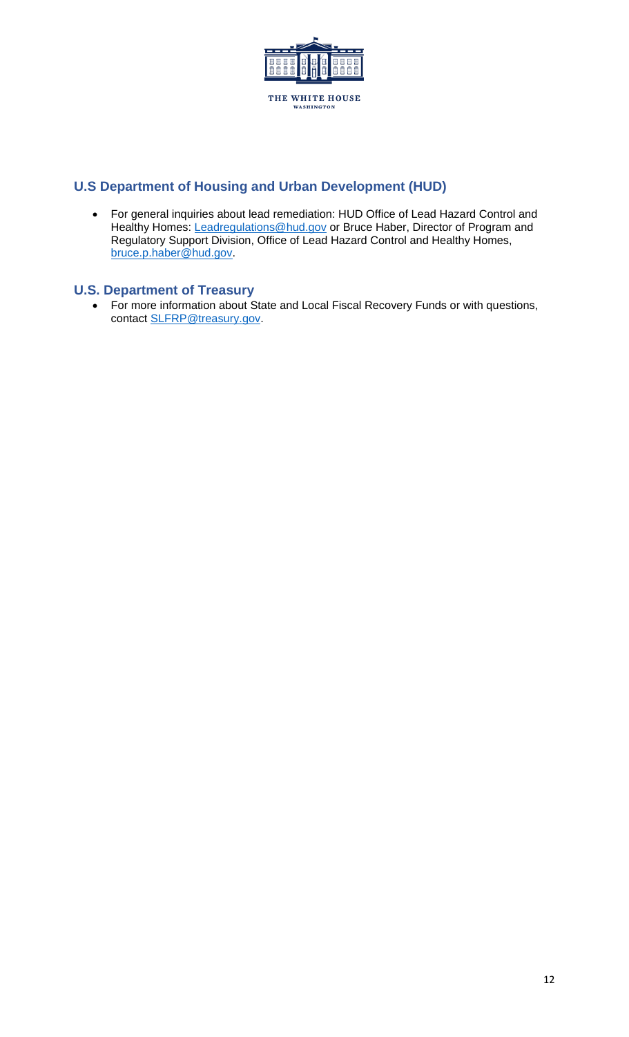## U.S Department of Housing and Urban Development (HUD)

- For general inquiries about lead remediation: HUD Office of Lead Hazard Control and Healthy Homes: Leadregulations@hud.gov or Bruce Haber, Director of Program and Regulatory Support Division, Office of Lead Hazard Control and Healthy Homes, bruce.p.haber@hud.gov.

## U.S. Department of Treasury

- For more information about State and Local Fiscal Recovery Funds or with questions, contact SLFRP@treasury.gov.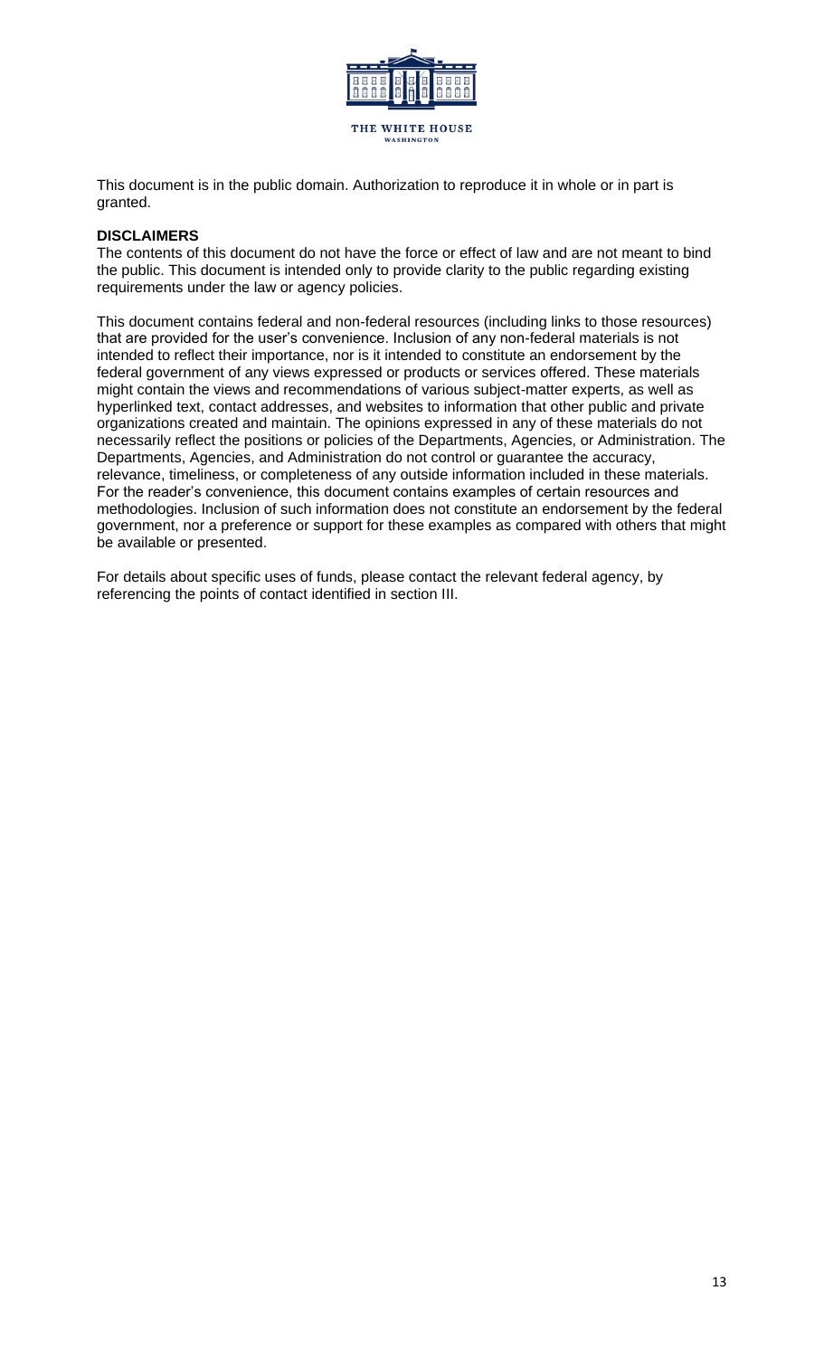THE WHITE HOUSE
WASHINGTON

This document is in the public domain. Authorization to reproduce it in whole or in part is granted.

**DISCLAIMERS**

The contents of this document do not have the force or effect of law and are not meant to bind the public. This document is intended only to provide clarity to the public regarding existing requirements under the law or agency policies.

This document contains federal and non-federal resources (including links to those resources) that are provided for the user's convenience. Inclusion of any non-federal materials is not intended to reflect their importance, nor is it intended to constitute an endorsement by the federal government of any views expressed or products or services offered. These materials might contain the views and recommendations of various subject-matter experts, as well as hyperlinked text, contact addresses, and websites to information that other public and private organizations created and maintain. The opinions expressed in any of these materials do not necessarily reflect the positions or policies of the Departments, Agencies, or Administration. The Departments, Agencies, and Administration do not control or guarantee the accuracy, relevance, timeliness, or completeness of any outside information included in these materials. For the reader's convenience, this document contains examples of certain resources and methodologies. Inclusion of such information does not constitute an endorsement by the federal government, nor a preference or support for these examples as compared with others that might be available or presented.

For details about specific uses of funds, please contact the relevant federal agency, by referencing the points of contact identified in section III.